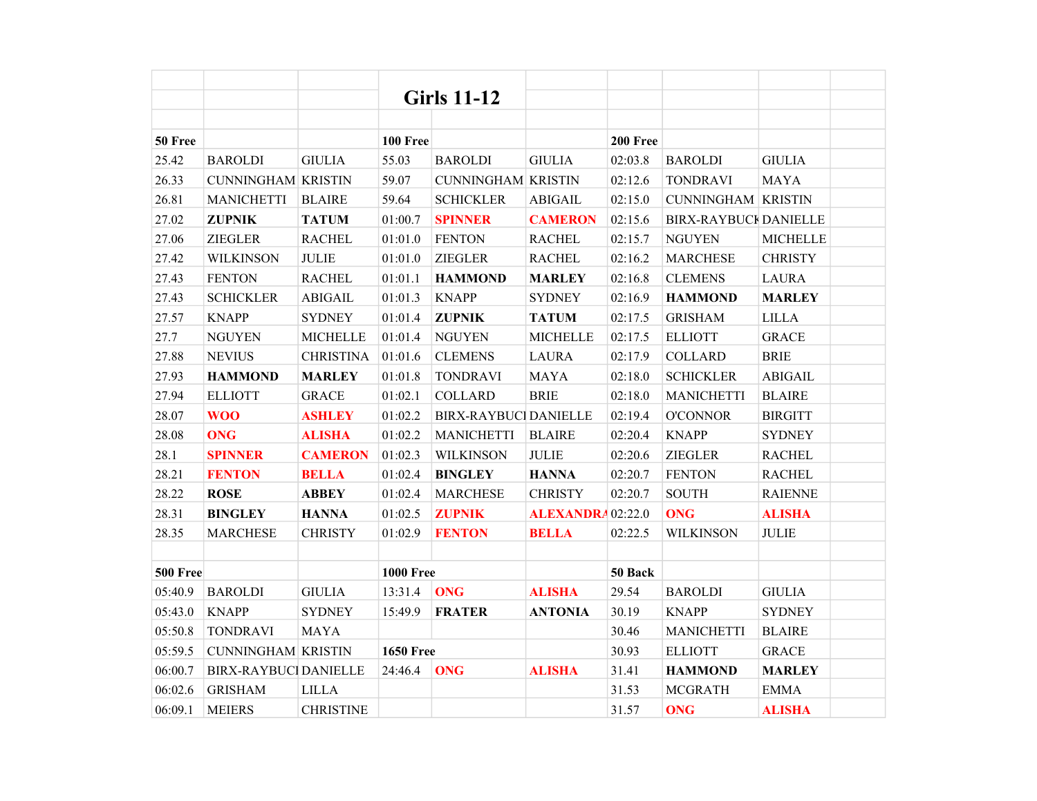# Girls 11-12

| 50 Free | | | 100 Free | | | 200 Free | | |
|---|---|---|---|---|---|---|---|---|
| 25.42 | BAROLDI | GIULIA | 55.03 | BAROLDI | GIULIA | 02:03.8 | BAROLDI | GIULIA |
| 26.33 | CUNNINGHAM | KRISTIN | 59.07 | CUNNINGHAM | KRISTIN | 02:12.6 | TONDRAVI | MAYA |
| 26.81 | MANICHETTI | BLAIRE | 59.64 | SCHICKLER | ABIGAIL | 02:15.0 | CUNNINGHAM | KRISTIN |
| 27.02 | **ZUPNIK** | **TATUM** | 01:00.7 | **SPINNER** | **CAMERON** | 02:15.6 | BIRX-RAYBUCK | DANIELLE |
| 27.06 | ZIEGLER | RACHEL | 01:01.0 | FENTON | RACHEL | 02:15.7 | NGUYEN | MICHELLE |
| 27.42 | WILKINSON | JULIE | 01:01.0 | ZIEGLER | RACHEL | 02:16.2 | MARCHESE | CHRISTY |
| 27.43 | FENTON | RACHEL | 01:01.1 | **HAMMOND** | **MARLEY** | 02:16.8 | CLEMENS | LAURA |
| 27.43 | SCHICKLER | ABIGAIL | 01:01.3 | KNAPP | SYDNEY | 02:16.9 | **HAMMOND** | **MARLEY** |
| 27.57 | KNAPP | SYDNEY | 01:01.4 | **ZUPNIK** | **TATUM** | 02:17.5 | GRISHAM | LILLA |
| 27.7 | NGUYEN | MICHELLE | 01:01.4 | NGUYEN | MICHELLE | 02:17.5 | ELLIOTT | GRACE |
| 27.88 | NEVIUS | CHRISTINA | 01:01.6 | CLEMENS | LAURA | 02:17.9 | COLLARD | BRIE |
| 27.93 | **HAMMOND** | **MARLEY** | 01:01.8 | TONDRAVI | MAYA | 02:18.0 | SCHICKLER | ABIGAIL |
| 27.94 | ELLIOTT | GRACE | 01:02.1 | COLLARD | BRIE | 02:18.0 | MANICHETTI | BLAIRE |
| 28.07 | **WOO** | **ASHLEY** | 01:02.2 | BIRX-RAYBUCK | DANIELLE | 02:19.4 | O'CONNOR | BIRGITT |
| 28.08 | **ONG** | **ALISHA** | 01:02.2 | MANICHETTI | BLAIRE | 02:20.4 | KNAPP | SYDNEY |
| 28.1 | **SPINNER** | **CAMERON** | 01:02.3 | WILKINSON | JULIE | 02:20.6 | ZIEGLER | RACHEL |
| 28.21 | **FENTON** | **BELLA** | 01:02.4 | **BINGLEY** | **HANNA** | 02:20.7 | FENTON | RACHEL |
| 28.22 | **ROSE** | **ABBEY** | 01:02.4 | MARCHESE | CHRISTY | 02:20.7 | SOUTH | RAIENNE |
| 28.31 | **BINGLEY** | **HANNA** | 01:02.5 | **ZUPNIK** | **ALEXANDRA** | 02:22.0 | **ONG** | **ALISHA** |
| 28.35 | MARCHESE | CHRISTY | 01:02.9 | **FENTON** | **BELLA** | 02:22.5 | WILKINSON | JULIE |
| | | | | | | | | |
| **500 Free** | | | **1000 Free** | | | **50 Back** | | |
| 05:40.9 | BAROLDI | GIULIA | 13:31.4 | **ONG** | **ALISHA** | 29.54 | BAROLDI | GIULIA |
| 05:43.0 | KNAPP | SYDNEY | 15:49.9 | **FRATER** | **ANTONIA** | 30.19 | KNAPP | SYDNEY |
| 05:50.8 | TONDRAVI | MAYA | | | | 30.46 | MANICHETTI | BLAIRE |
| 05:59.5 | CUNNINGHAM | KRISTIN | **1650 Free** | | | 30.93 | ELLIOTT | GRACE |
| 06:00.7 | BIRX-RAYBUCK | DANIELLE | 24:46.4 | **ONG** | **ALISHA** | 31.41 | **HAMMOND** | **MARLEY** |
| 06:02.6 | GRISHAM | LILLA | | | | 31.53 | MCGRATH | EMMA |
| 06:09.1 | MEIERS | CHRISTINE | | | | 31.57 | **ONG** | **ALISHA** |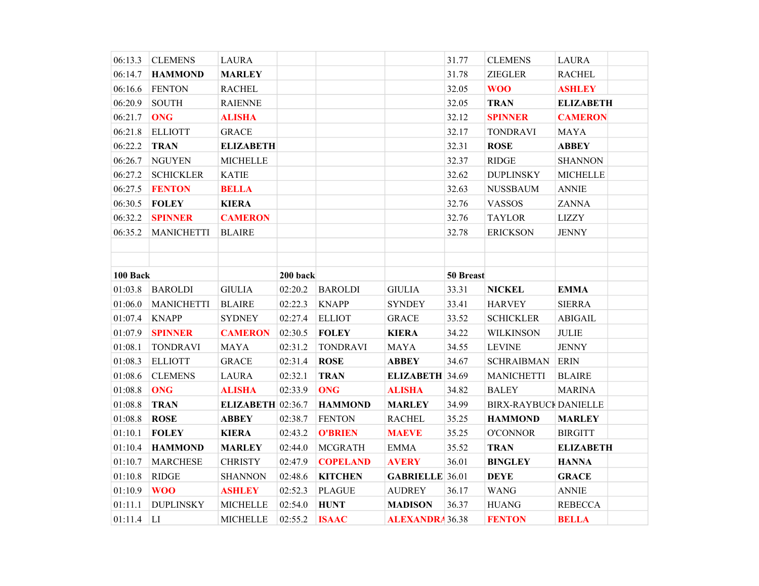| | | | | | | | | | |
|---|---|---|---|---|---|---|---|---|---|
| 06:13.3 | CLEMENS | LAURA | | | | 31.77 | CLEMENS | LAURA | |
| 06:14.7 | **HAMMOND** | **MARLEY** | | | | 31.78 | ZIEGLER | RACHEL | |
| 06:16.6 | FENTON | RACHEL | | | | 32.05 | **WOO** | **ASHLEY** | |
| 06:20.9 | SOUTH | RAIENNE | | | | 32.05 | **TRAN** | **ELIZABETH** | |
| 06:21.7 | **ONG** | **ALISHA** | | | | 32.12 | **SPINNER** | **CAMERON** | |
| 06:21.8 | ELLIOTT | GRACE | | | | 32.17 | TONDRAVI | MAYA | |
| 06:22.2 | **TRAN** | **ELIZABETH** | | | | 32.31 | **ROSE** | **ABBEY** | |
| 06:26.7 | NGUYEN | MICHELLE | | | | 32.37 | RIDGE | SHANNON | |
| 06:27.2 | SCHICKLER | KATIE | | | | 32.62 | DUPLINSKY | MICHELLE | |
| 06:27.5 | **FENTON** | **BELLA** | | | | 32.63 | NUSSBAUM | ANNIE | |
| 06:30.5 | **FOLEY** | **KIERA** | | | | 32.76 | VASSOS | ZANNA | |
| 06:32.2 | **SPINNER** | **CAMERON** | | | | 32.76 | TAYLOR | LIZZY | |
| 06:35.2 | MANICHETTI | BLAIRE | | | | 32.78 | ERICKSON | JENNY | |
| | | | | | | | | | |
| | | | | | | | | | |
| **100 Back** | | | **200 back** | | | **50 Breast** | | | |
| 01:03.8 | BAROLDI | GIULIA | 02:20.2 | BAROLDI | GIULIA | 33.31 | **NICKEL** | **EMMA** | |
| 01:06.0 | MANICHETTI | BLAIRE | 02:22.3 | KNAPP | SYNDEY | 33.41 | HARVEY | SIERRA | |
| 01:07.4 | KNAPP | SYDNEY | 02:27.4 | ELLIOT | GRACE | 33.52 | SCHICKLER | ABIGAIL | |
| 01:07.9 | **SPINNER** | **CAMERON** | 02:30.5 | **FOLEY** | **KIERA** | 34.22 | WILKINSON | JULIE | |
| 01:08.1 | TONDRAVI | MAYA | 02:31.2 | TONDRAVI | MAYA | 34.55 | LEVINE | JENNY | |
| 01:08.3 | ELLIOTT | GRACE | 02:31.4 | **ROSE** | **ABBEY** | 34.67 | SCHRAIBMAN | ERIN | |
| 01:08.6 | CLEMENS | LAURA | 02:32.1 | **TRAN** | **ELIZABETH** | 34.69 | MANICHETTI | BLAIRE | |
| 01:08.8 | **ONG** | **ALISHA** | 02:33.9 | **ONG** | **ALISHA** | 34.82 | BALEY | MARINA | |
| 01:08.8 | **TRAN** | **ELIZABETH** | 02:36.7 | **HAMMOND** | **MARLEY** | 34.99 | BIRX-RAYBUCK | DANIELLE | |
| 01:08.8 | **ROSE** | **ABBEY** | 02:38.7 | FENTON | RACHEL | 35.25 | **HAMMOND** | **MARLEY** | |
| 01:10.1 | **FOLEY** | **KIERA** | 02:43.2 | **O'BRIEN** | **MAEVE** | 35.25 | O'CONNOR | BIRGITT | |
| 01:10.4 | **HAMMOND** | **MARLEY** | 02:44.0 | MCGRATH | EMMA | 35.52 | **TRAN** | **ELIZABETH** | |
| 01:10.7 | MARCHESE | CHRISTY | 02:47.9 | **COPELAND** | **AVERY** | 36.01 | **BINGLEY** | **HANNA** | |
| 01:10.8 | RIDGE | SHANNON | 02:48.6 | **KITCHEN** | **GABRIELLE** | 36.01 | **DEYE** | **GRACE** | |
| 01:10.9 | **WOO** | **ASHLEY** | 02:52.3 | PLAGUE | AUDREY | 36.17 | WANG | ANNIE | |
| 01:11.1 | DUPLINSKY | MICHELLE | 02:54.0 | **HUNT** | **MADISON** | 36.37 | HUANG | REBECCA | |
| 01:11.4 | LI | MICHELLE | 02:55.2 | **ISAAC** | **ALEXANDRA** | 36.38 | **FENTON** | **BELLA** | |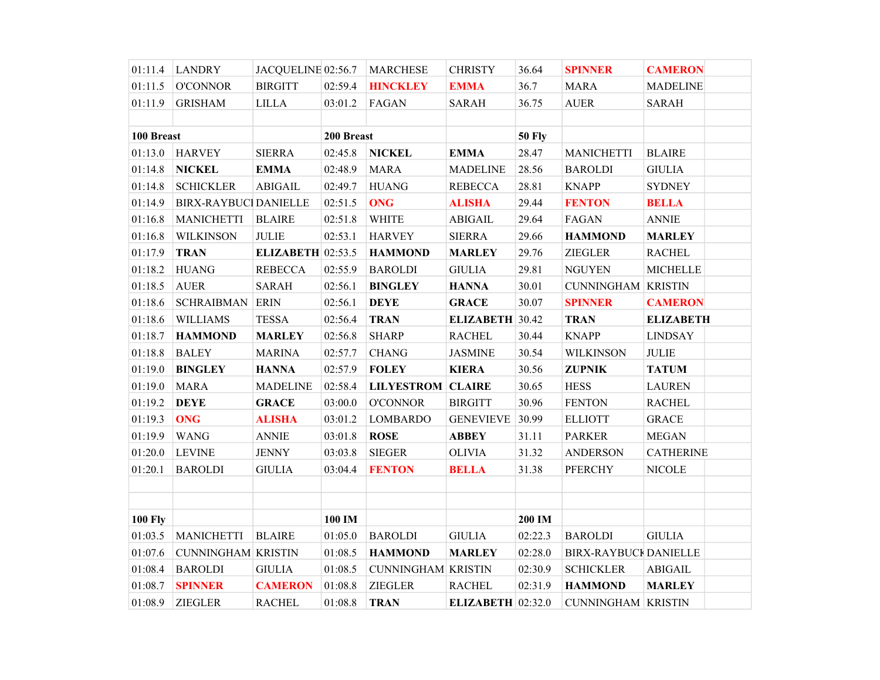| | | | | | | | | |
|---|---|---|---|---|---|---|---|---|
| 01:11.4 | LANDRY | JACQUELINE | 02:56.7 | MARCHESE | CHRISTY | 36.64 | SPINNER | CAMERON |
| 01:11.5 | O'CONNOR | BIRGITT | 02:59.4 | HINCKLEY | EMMA | 36.7 | MARA | MADELINE |
| 01:11.9 | GRISHAM | LILLA | 03:01.2 | FAGAN | SARAH | 36.75 | AUER | SARAH |
| | | | | | | | | |
| **100 Breast** | | | **200 Breast** | | | **50 Fly** | | |
| 01:13.0 | HARVEY | SIERRA | 02:45.8 | **NICKEL** | **EMMA** | 28.47 | MANICHETTI | BLAIRE |
| 01:14.8 | **NICKEL** | **EMMA** | 02:48.9 | MARA | MADELINE | 28.56 | BAROLDI | GIULIA |
| 01:14.8 | SCHICKLER | ABIGAIL | 02:49.7 | HUANG | REBECCA | 28.81 | KNAPP | SYDNEY |
| 01:14.9 | BIRX-RAYBUCI | DANIELLE | 02:51.5 | ONG | ALISHA | 29.44 | FENTON | BELLA |
| 01:16.8 | MANICHETTI | BLAIRE | 02:51.8 | WHITE | ABIGAIL | 29.64 | FAGAN | ANNIE |
| 01:16.8 | WILKINSON | JULIE | 02:53.1 | HARVEY | SIERRA | 29.66 | **HAMMOND** | **MARLEY** |
| 01:17.9 | **TRAN** | **ELIZABETH** | 02:53.5 | **HAMMOND** | **MARLEY** | 29.76 | ZIEGLER | RACHEL |
| 01:18.2 | HUANG | REBECCA | 02:55.9 | BAROLDI | GIULIA | 29.81 | NGUYEN | MICHELLE |
| 01:18.5 | AUER | SARAH | 02:56.1 | **BINGLEY** | **HANNA** | 30.01 | CUNNINGHAM | KRISTIN |
| 01:18.6 | SCHRAIBMAN | ERIN | 02:56.1 | **DEYE** | **GRACE** | 30.07 | SPINNER | CAMERON |
| 01:18.6 | WILLIAMS | TESSA | 02:56.4 | **TRAN** | **ELIZABETH** | 30.42 | **TRAN** | **ELIZABETH** |
| 01:18.7 | **HAMMOND** | **MARLEY** | 02:56.8 | SHARP | RACHEL | 30.44 | KNAPP | LINDSAY |
| 01:18.8 | BALEY | MARINA | 02:57.7 | CHANG | JASMINE | 30.54 | WILKINSON | JULIE |
| 01:19.0 | **BINGLEY** | **HANNA** | 02:57.9 | **FOLEY** | **KIERA** | 30.56 | **ZUPNIK** | **TATUM** |
| 01:19.0 | MARA | MADELINE | 02:58.4 | **LILYESTROM** | **CLAIRE** | 30.65 | HESS | LAUREN |
| 01:19.2 | **DEYE** | **GRACE** | 03:00.0 | O'CONNOR | BIRGITT | 30.96 | FENTON | RACHEL |
| 01:19.3 | ONG | ALISHA | 03:01.2 | LOMBARDO | GENEVIEVE | 30.99 | ELLIOTT | GRACE |
| 01:19.9 | WANG | ANNIE | 03:01.8 | **ROSE** | **ABBEY** | 31.11 | PARKER | MEGAN |
| 01:20.0 | LEVINE | JENNY | 03:03.8 | SIEGER | OLIVIA | 31.32 | ANDERSON | CATHERINE |
| 01:20.1 | BAROLDI | GIULIA | 03:04.4 | FENTON | BELLA | 31.38 | PFERCHY | NICOLE |
| | | | | | | | | |
| | | | | | | | | |
| **100 Fly** | | | **100 IM** | | | **200 IM** | | |
| 01:03.5 | MANICHETTI | BLAIRE | 01:05.0 | BAROLDI | GIULIA | 02:22.3 | BAROLDI | GIULIA |
| 01:07.6 | CUNNINGHAM | KRISTIN | 01:08.5 | **HAMMOND** | **MARLEY** | 02:28.0 | BIRX-RAYBUCK | DANIELLE |
| 01:08.4 | BAROLDI | GIULIA | 01:08.5 | CUNNINGHAM | KRISTIN | 02:30.9 | SCHICKLER | ABIGAIL |
| 01:08.7 | SPINNER | CAMERON | 01:08.8 | ZIEGLER | RACHEL | 02:31.9 | **HAMMOND** | **MARLEY** |
| 01:08.9 | ZIEGLER | RACHEL | 01:08.8 | **TRAN** | **ELIZABETH** | 02:32.0 | CUNNINGHAM | KRISTIN |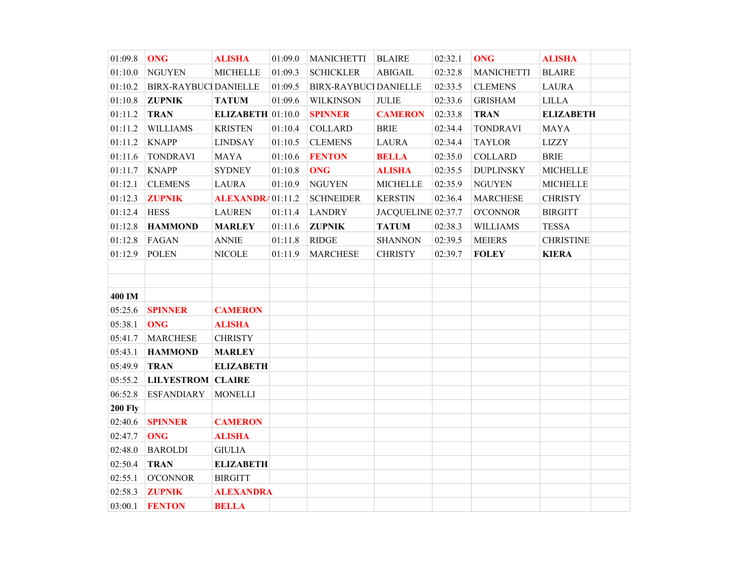| | | | | | | | | | |
|---|---|---|---|---|---|---|---|---|---|
| 01:09.8 | **ONG** | **ALISHA** | 01:09.0 | MANICHETTI | BLAIRE | 02:32.1 | **ONG** | **ALISHA** | |
| 01:10.0 | NGUYEN | MICHELLE | 01:09.3 | SCHICKLER | ABIGAIL | 02:32.8 | MANICHETTI | BLAIRE | |
| 01:10.2 | BIRX-RAYBUCI | DANIELLE | 01:09.5 | BIRX-RAYBUCI | DANIELLE | 02:33.5 | CLEMENS | LAURA | |
| 01:10.8 | **ZUPNIK** | **TATUM** | 01:09.6 | WILKINSON | JULIE | 02:33.6 | GRISHAM | LILLA | |
| 01:11.2 | **TRAN** | **ELIZABETH** | 01:10.0 | **SPINNER** | **CAMERON** | 02:33.8 | **TRAN** | **ELIZABETH** | |
| 01:11.2 | WILLIAMS | KRISTEN | 01:10.4 | COLLARD | BRIE | 02:34.4 | TONDRAVI | MAYA | |
| 01:11.2 | KNAPP | LINDSAY | 01:10.5 | CLEMENS | LAURA | 02:34.4 | TAYLOR | LIZZY | |
| 01:11.6 | TONDRAVI | MAYA | 01:10.6 | **FENTON** | **BELLA** | 02:35.0 | COLLARD | BRIE | |
| 01:11.7 | KNAPP | SYDNEY | 01:10.8 | **ONG** | **ALISHA** | 02:35.5 | DUPLINSKY | MICHELLE | |
| 01:12.1 | CLEMENS | LAURA | 01:10.9 | NGUYEN | MICHELLE | 02:35.9 | NGUYEN | MICHELLE | |
| 01:12.3 | **ZUPNIK** | **ALEXANDRA** | 01:11.2 | SCHNEIDER | KERSTIN | 02:36.4 | MARCHESE | CHRISTY | |
| 01:12.4 | HESS | LAUREN | 01:11.4 | LANDRY | JACQUELINE | 02:37.7 | O'CONNOR | BIRGITT | |
| 01:12.8 | **HAMMOND** | **MARLEY** | 01:11.6 | **ZUPNIK** | **TATUM** | 02:38.3 | WILLIAMS | TESSA | |
| 01:12.8 | FAGAN | ANNIE | 01:11.8 | RIDGE | SHANNON | 02:39.5 | MEIERS | CHRISTINE | |
| 01:12.9 | POLEN | NICOLE | 01:11.9 | MARCHESE | CHRISTY | 02:39.7 | **FOLEY** | **KIERA** | |
| | | | | | | | | | |
| | | | | | | | | | |
| **400 IM** | | | | | | | | | |
| 05:25.6 | **SPINNER** | **CAMERON** | | | | | | | |
| 05:38.1 | **ONG** | **ALISHA** | | | | | | | |
| 05:41.7 | MARCHESE | CHRISTY | | | | | | | |
| 05:43.1 | **HAMMOND** | **MARLEY** | | | | | | | |
| 05:49.9 | **TRAN** | **ELIZABETH** | | | | | | | |
| 05:55.2 | **LILYESTROM** | **CLAIRE** | | | | | | | |
| 06:52.8 | ESFANDIARY | MONELLI | | | | | | | |
| **200 Fly** | | | | | | | | | |
| 02:40.6 | **SPINNER** | **CAMERON** | | | | | | | |
| 02:47.7 | **ONG** | **ALISHA** | | | | | | | |
| 02:48.0 | BAROLDI | GIULIA | | | | | | | |
| 02:50.4 | **TRAN** | **ELIZABETH** | | | | | | | |
| 02:55.1 | O'CONNOR | BIRGITT | | | | | | | |
| 02:58.3 | **ZUPNIK** | **ALEXANDRA** | | | | | | | |
| 03:00.1 | **FENTON** | **BELLA** | | | | | | | |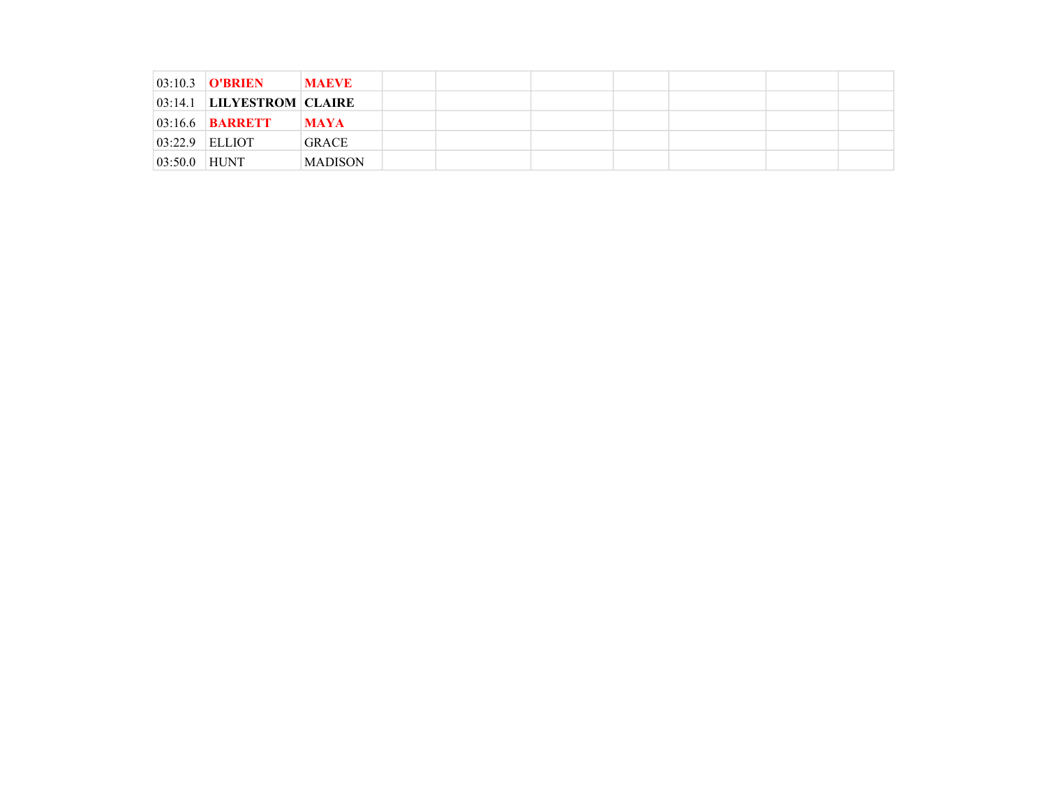| | | | | | | | | | |
|---|---|---|---|---|---|---|---|---|---|
| 03:10.3 | **O'BRIEN** | **MAEVE** | | | | | | | |
| 03:14.1 | **LILYESTROM** | **CLAIRE** | | | | | | | |
| 03:16.6 | **BARRETT** | **MAYA** | | | | | | | |
| 03:22.9 | ELLIOT | GRACE | | | | | | | |
| 03:50.0 | HUNT | MADISON | | | | | | | |